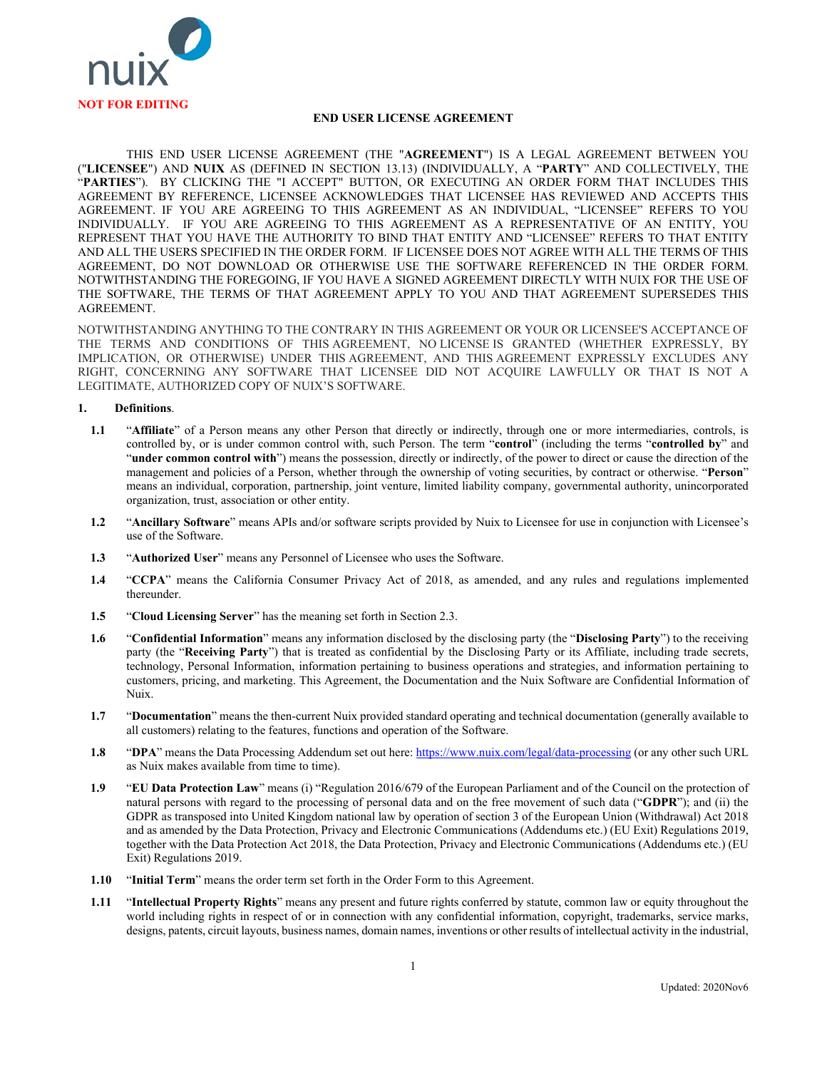**NOT FOR EDITING**

# END USER LICENSE AGREEMENT

THIS END USER LICENSE AGREEMENT (THE "**AGREEMENT**") IS A LEGAL AGREEMENT BETWEEN YOU ("**LICENSEE**") AND **NUIX** AS (DEFINED IN SECTION 13.13) (INDIVIDUALLY, A "**PARTY**" AND COLLECTIVELY, THE "**PARTIES**"). BY CLICKING THE "I ACCEPT" BUTTON, OR EXECUTING AN ORDER FORM THAT INCLUDES THIS AGREEMENT BY REFERENCE, LICENSEE ACKNOWLEDGES THAT LICENSEE HAS REVIEWED AND ACCEPTS THIS AGREEMENT. IF YOU ARE AGREEING TO THIS AGREEMENT AS AN INDIVIDUAL, "LICENSEE" REFERS TO YOU INDIVIDUALLY. IF YOU ARE AGREEING TO THIS AGREEMENT AS A REPRESENTATIVE OF AN ENTITY, YOU REPRESENT THAT YOU HAVE THE AUTHORITY TO BIND THAT ENTITY AND "LICENSEE" REFERS TO THAT ENTITY AND ALL THE USERS SPECIFIED IN THE ORDER FORM. IF LICENSEE DOES NOT AGREE WITH ALL THE TERMS OF THIS AGREEMENT, DO NOT DOWNLOAD OR OTHERWISE USE THE SOFTWARE REFERENCED IN THE ORDER FORM. NOTWITHSTANDING THE FOREGOING, IF YOU HAVE A SIGNED AGREEMENT DIRECTLY WITH NUIX FOR THE USE OF THE SOFTWARE, THE TERMS OF THAT AGREEMENT APPLY TO YOU AND THAT AGREEMENT SUPERSEDES THIS AGREEMENT.

NOTWITHSTANDING ANYTHING TO THE CONTRARY IN THIS AGREEMENT OR YOUR OR LICENSEE'S ACCEPTANCE OF THE TERMS AND CONDITIONS OF THIS AGREEMENT, NO LICENSE IS GRANTED (WHETHER EXPRESSLY, BY IMPLICATION, OR OTHERWISE) UNDER THIS AGREEMENT, AND THIS AGREEMENT EXPRESSLY EXCLUDES ANY RIGHT, CONCERNING ANY SOFTWARE THAT LICENSEE DID NOT ACQUIRE LAWFULLY OR THAT IS NOT A LEGITIMATE, AUTHORIZED COPY OF NUIX'S SOFTWARE.

## 1. Definitions.

**1.1** "**Affiliate**" of a Person means any other Person that directly or indirectly, through one or more intermediaries, controls, is controlled by, or is under common control with, such Person. The term "**control**" (including the terms "**controlled by**" and "**under common control with**") means the possession, directly or indirectly, of the power to direct or cause the direction of the management and policies of a Person, whether through the ownership of voting securities, by contract or otherwise. "**Person**" means an individual, corporation, partnership, joint venture, limited liability company, governmental authority, unincorporated organization, trust, association or other entity.

**1.2** "**Ancillary Software**" means APIs and/or software scripts provided by Nuix to Licensee for use in conjunction with Licensee's use of the Software.

**1.3** "**Authorized User**" means any Personnel of Licensee who uses the Software.

**1.4** "**CCPA**" means the California Consumer Privacy Act of 2018, as amended, and any rules and regulations implemented thereunder.

**1.5** "**Cloud Licensing Server**" has the meaning set forth in Section 2.3.

**1.6** "**Confidential Information**" means any information disclosed by the disclosing party (the "**Disclosing Party**") to the receiving party (the "**Receiving Party**") that is treated as confidential by the Disclosing Party or its Affiliate, including trade secrets, technology, Personal Information, information pertaining to business operations and strategies, and information pertaining to customers, pricing, and marketing. This Agreement, the Documentation and the Nuix Software are Confidential Information of Nuix.

**1.7** "**Documentation**" means the then-current Nuix provided standard operating and technical documentation (generally available to all customers) relating to the features, functions and operation of the Software.

**1.8** "**DPA**" means the Data Processing Addendum set out here: https://www.nuix.com/legal/data-processing (or any other such URL as Nuix makes available from time to time).

**1.9** "**EU Data Protection Law**" means (i) "Regulation 2016/679 of the European Parliament and of the Council on the protection of natural persons with regard to the processing of personal data and on the free movement of such data ("**GDPR**"); and (ii) the GDPR as transposed into United Kingdom national law by operation of section 3 of the European Union (Withdrawal) Act 2018 and as amended by the Data Protection, Privacy and Electronic Communications (Addendums etc.) (EU Exit) Regulations 2019, together with the Data Protection Act 2018, the Data Protection, Privacy and Electronic Communications (Addendums etc.) (EU Exit) Regulations 2019.

**1.10** "**Initial Term**" means the order term set forth in the Order Form to this Agreement.

**1.11** "**Intellectual Property Rights**" means any present and future rights conferred by statute, common law or equity throughout the world including rights in respect of or in connection with any confidential information, copyright, trademarks, service marks, designs, patents, circuit layouts, business names, domain names, inventions or other results of intellectual activity in the industrial,

Updated: 2020Nov6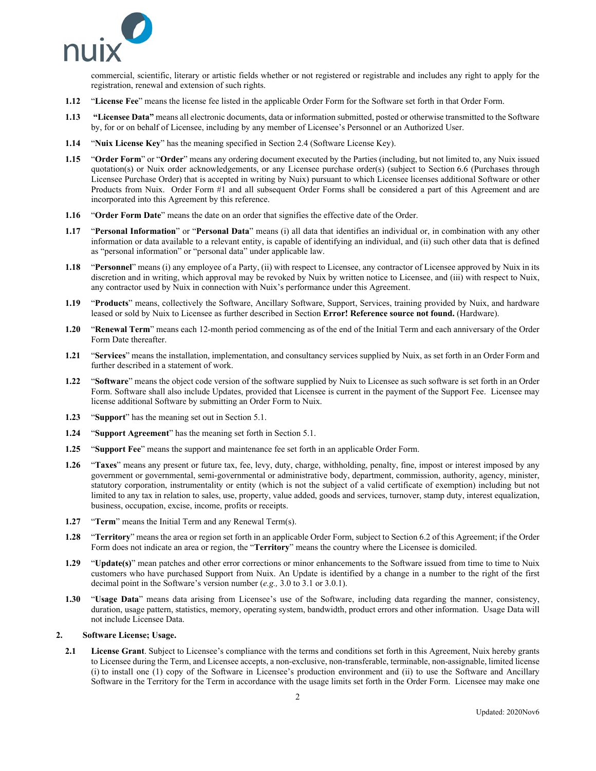commercial, scientific, literary or artistic fields whether or not registered or registrable and includes any right to apply for the registration, renewal and extension of such rights.

**1.12** "**License Fee**" means the license fee listed in the applicable Order Form for the Software set forth in that Order Form.

**1.13** **"Licensee Data"** means all electronic documents, data or information submitted, posted or otherwise transmitted to the Software by, for or on behalf of Licensee, including by any member of Licensee's Personnel or an Authorized User.

**1.14** "**Nuix License Key**" has the meaning specified in Section 2.4 (Software License Key).

**1.15** "**Order Form**" or "**Order**" means any ordering document executed by the Parties (including, but not limited to, any Nuix issued quotation(s) or Nuix order acknowledgements, or any Licensee purchase order(s) (subject to Section 6.6 (Purchases through Licensee Purchase Order) that is accepted in writing by Nuix) pursuant to which Licensee licenses additional Software or other Products from Nuix. Order Form #1 and all subsequent Order Forms shall be considered a part of this Agreement and are incorporated into this Agreement by this reference.

**1.16** "**Order Form Date**" means the date on an order that signifies the effective date of the Order.

**1.17** "**Personal Information**" or "**Personal Data**" means (i) all data that identifies an individual or, in combination with any other information or data available to a relevant entity, is capable of identifying an individual, and (ii) such other data that is defined as "personal information" or "personal data" under applicable law.

**1.18** "**Personnel**" means (i) any employee of a Party, (ii) with respect to Licensee, any contractor of Licensee approved by Nuix in its discretion and in writing, which approval may be revoked by Nuix by written notice to Licensee, and (iii) with respect to Nuix, any contractor used by Nuix in connection with Nuix's performance under this Agreement.

**1.19** "**Products**" means, collectively the Software, Ancillary Software, Support, Services, training provided by Nuix, and hardware leased or sold by Nuix to Licensee as further described in Section **Error! Reference source not found.** (Hardware).

**1.20** "**Renewal Term**" means each 12-month period commencing as of the end of the Initial Term and each anniversary of the Order Form Date thereafter.

**1.21** "**Services**" means the installation, implementation, and consultancy services supplied by Nuix, as set forth in an Order Form and further described in a statement of work.

**1.22** "**Software**" means the object code version of the software supplied by Nuix to Licensee as such software is set forth in an Order Form. Software shall also include Updates, provided that Licensee is current in the payment of the Support Fee. Licensee may license additional Software by submitting an Order Form to Nuix.

**1.23** "**Support**" has the meaning set out in Section 5.1.

**1.24** "**Support Agreement**" has the meaning set forth in Section 5.1.

**1.25** "**Support Fee**" means the support and maintenance fee set forth in an applicable Order Form.

**1.26** "**Taxes**" means any present or future tax, fee, levy, duty, charge, withholding, penalty, fine, impost or interest imposed by any government or governmental, semi-governmental or administrative body, department, commission, authority, agency, minister, statutory corporation, instrumentality or entity (which is not the subject of a valid certificate of exemption) including but not limited to any tax in relation to sales, use, property, value added, goods and services, turnover, stamp duty, interest equalization, business, occupation, excise, income, profits or receipts.

**1.27** "**Term**" means the Initial Term and any Renewal Term(s).

**1.28** "**Territory**" means the area or region set forth in an applicable Order Form, subject to Section 6.2 of this Agreement; if the Order Form does not indicate an area or region, the "**Territory**" means the country where the Licensee is domiciled.

**1.29** "**Update(s)**" mean patches and other error corrections or minor enhancements to the Software issued from time to time to Nuix customers who have purchased Support from Nuix. An Update is identified by a change in a number to the right of the first decimal point in the Software's version number (*e.g.,* 3.0 to 3.1 or 3.0.1).

**1.30** "**Usage Data**" means data arising from Licensee's use of the Software, including data regarding the manner, consistency, duration, usage pattern, statistics, memory, operating system, bandwidth, product errors and other information. Usage Data will not include Licensee Data.

## 2. Software License; Usage.

**2.1** **License Grant**. Subject to Licensee's compliance with the terms and conditions set forth in this Agreement, Nuix hereby grants to Licensee during the Term, and Licensee accepts, a non-exclusive, non-transferable, terminable, non-assignable, limited license (i) to install one (1) copy of the Software in Licensee's production environment and (ii) to use the Software and Ancillary Software in the Territory for the Term in accordance with the usage limits set forth in the Order Form. Licensee may make one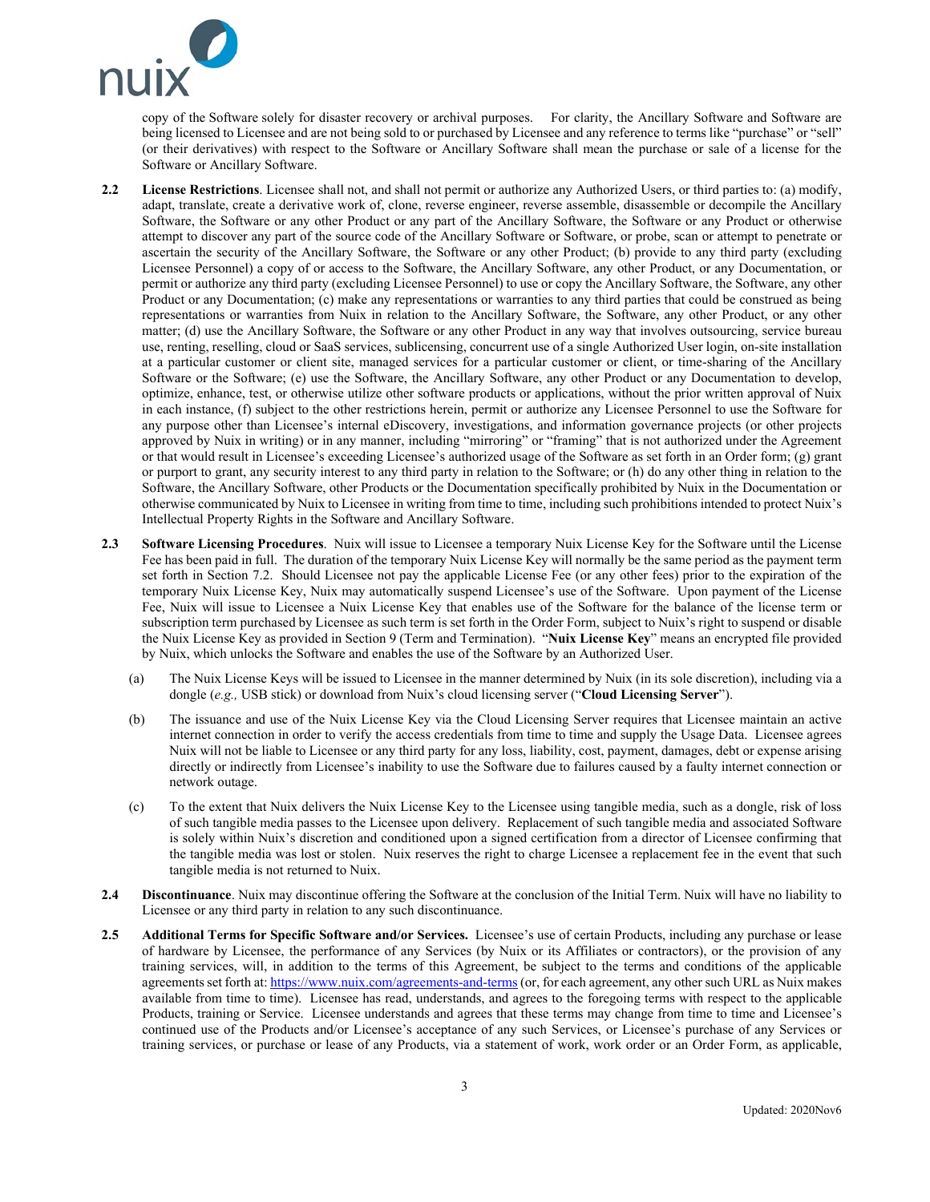copy of the Software solely for disaster recovery or archival purposes. For clarity, the Ancillary Software and Software are being licensed to Licensee and are not being sold to or purchased by Licensee and any reference to terms like "purchase" or "sell" (or their derivatives) with respect to the Software or Ancillary Software shall mean the purchase or sale of a license for the Software or Ancillary Software.

**2.2 License Restrictions**. Licensee shall not, and shall not permit or authorize any Authorized Users, or third parties to: (a) modify, adapt, translate, create a derivative work of, clone, reverse engineer, reverse assemble, disassemble or decompile the Ancillary Software, the Software or any other Product or any part of the Ancillary Software, the Software or any Product or otherwise attempt to discover any part of the source code of the Ancillary Software or Software, or probe, scan or attempt to penetrate or ascertain the security of the Ancillary Software, the Software or any other Product; (b) provide to any third party (excluding Licensee Personnel) a copy of or access to the Software, the Ancillary Software, any other Product, or any Documentation, or permit or authorize any third party (excluding Licensee Personnel) to use or copy the Ancillary Software, the Software, any other Product or any Documentation; (c) make any representations or warranties to any third parties that could be construed as being representations or warranties from Nuix in relation to the Ancillary Software, the Software, any other Product, or any other matter; (d) use the Ancillary Software, the Software or any other Product in any way that involves outsourcing, service bureau use, renting, reselling, cloud or SaaS services, sublicensing, concurrent use of a single Authorized User login, on-site installation at a particular customer or client site, managed services for a particular customer or client, or time-sharing of the Ancillary Software or the Software; (e) use the Software, the Ancillary Software, any other Product or any Documentation to develop, optimize, enhance, test, or otherwise utilize other software products or applications, without the prior written approval of Nuix in each instance, (f) subject to the other restrictions herein, permit or authorize any Licensee Personnel to use the Software for any purpose other than Licensee's internal eDiscovery, investigations, and information governance projects (or other projects approved by Nuix in writing) or in any manner, including "mirroring" or "framing" that is not authorized under the Agreement or that would result in Licensee's exceeding Licensee's authorized usage of the Software as set forth in an Order form; (g) grant or purport to grant, any security interest to any third party in relation to the Software; or (h) do any other thing in relation to the Software, the Ancillary Software, other Products or the Documentation specifically prohibited by Nuix in the Documentation or otherwise communicated by Nuix to Licensee in writing from time to time, including such prohibitions intended to protect Nuix's Intellectual Property Rights in the Software and Ancillary Software.

**2.3 Software Licensing Procedures**. Nuix will issue to Licensee a temporary Nuix License Key for the Software until the License Fee has been paid in full. The duration of the temporary Nuix License Key will normally be the same period as the payment term set forth in Section 7.2. Should Licensee not pay the applicable License Fee (or any other fees) prior to the expiration of the temporary Nuix License Key, Nuix may automatically suspend Licensee's use of the Software. Upon payment of the License Fee, Nuix will issue to Licensee a Nuix License Key that enables use of the Software for the balance of the license term or subscription term purchased by Licensee as such term is set forth in the Order Form, subject to Nuix's right to suspend or disable the Nuix License Key as provided in Section 9 (Term and Termination). "**Nuix License Key**" means an encrypted file provided by Nuix, which unlocks the Software and enables the use of the Software by an Authorized User.

(a) The Nuix License Keys will be issued to Licensee in the manner determined by Nuix (in its sole discretion), including via a dongle (*e.g.,* USB stick) or download from Nuix's cloud licensing server ("**Cloud Licensing Server**").

(b) The issuance and use of the Nuix License Key via the Cloud Licensing Server requires that Licensee maintain an active internet connection in order to verify the access credentials from time to time and supply the Usage Data. Licensee agrees Nuix will not be liable to Licensee or any third party for any loss, liability, cost, payment, damages, debt or expense arising directly or indirectly from Licensee's inability to use the Software due to failures caused by a faulty internet connection or network outage.

(c) To the extent that Nuix delivers the Nuix License Key to the Licensee using tangible media, such as a dongle, risk of loss of such tangible media passes to the Licensee upon delivery. Replacement of such tangible media and associated Software is solely within Nuix's discretion and conditioned upon a signed certification from a director of Licensee confirming that the tangible media was lost or stolen. Nuix reserves the right to charge Licensee a replacement fee in the event that such tangible media is not returned to Nuix.

**2.4 Discontinuance**. Nuix may discontinue offering the Software at the conclusion of the Initial Term. Nuix will have no liability to Licensee or any third party in relation to any such discontinuance.

**2.5 Additional Terms for Specific Software and/or Services.** Licensee's use of certain Products, including any purchase or lease of hardware by Licensee, the performance of any Services (by Nuix or its Affiliates or contractors), or the provision of any training services, will, in addition to the terms of this Agreement, be subject to the terms and conditions of the applicable agreements set forth at: https://www.nuix.com/agreements-and-terms (or, for each agreement, any other such URL as Nuix makes available from time to time). Licensee has read, understands, and agrees to the foregoing terms with respect to the applicable Products, training or Service. Licensee understands and agrees that these terms may change from time to time and Licensee's continued use of the Products and/or Licensee's acceptance of any such Services, or Licensee's purchase of any Services or training services, or purchase or lease of any Products, via a statement of work, work order or an Order Form, as applicable,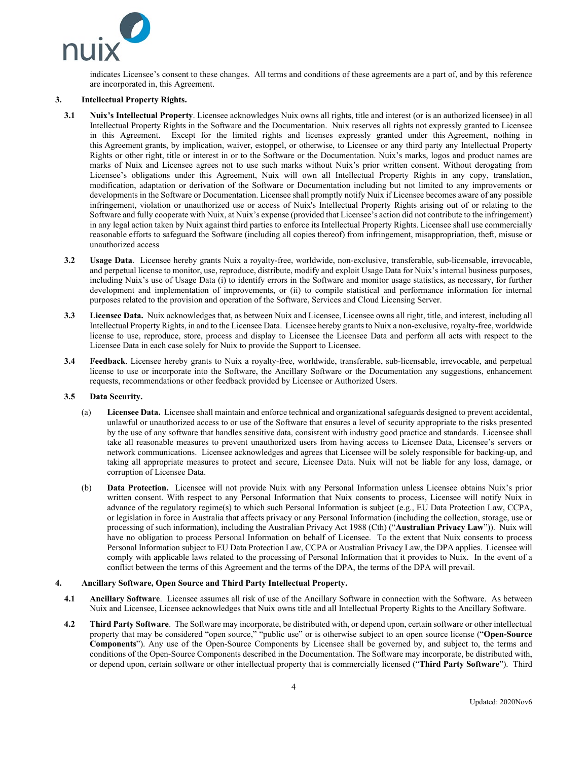indicates Licensee's consent to these changes. All terms and conditions of these agreements are a part of, and by this reference are incorporated in, this Agreement.

**3. Intellectual Property Rights.**

**3.1 Nuix's Intellectual Property**. Licensee acknowledges Nuix owns all rights, title and interest (or is an authorized licensee) in all Intellectual Property Rights in the Software and the Documentation. Nuix reserves all rights not expressly granted to Licensee in this Agreement. Except for the limited rights and licenses expressly granted under this Agreement, nothing in this Agreement grants, by implication, waiver, estoppel, or otherwise, to Licensee or any third party any Intellectual Property Rights or other right, title or interest in or to the Software or the Documentation. Nuix's marks, logos and product names are marks of Nuix and Licensee agrees not to use such marks without Nuix's prior written consent. Without derogating from Licensee's obligations under this Agreement, Nuix will own all Intellectual Property Rights in any copy, translation, modification, adaptation or derivation of the Software or Documentation including but not limited to any improvements or developments in the Software or Documentation. Licensee shall promptly notify Nuix if Licensee becomes aware of any possible infringement, violation or unauthorized use or access of Nuix's Intellectual Property Rights arising out of or relating to the Software and fully cooperate with Nuix, at Nuix's expense (provided that Licensee's action did not contribute to the infringement) in any legal action taken by Nuix against third parties to enforce its Intellectual Property Rights. Licensee shall use commercially reasonable efforts to safeguard the Software (including all copies thereof) from infringement, misappropriation, theft, misuse or unauthorized access

**3.2 Usage Data**. Licensee hereby grants Nuix a royalty-free, worldwide, non-exclusive, transferable, sub-licensable, irrevocable, and perpetual license to monitor, use, reproduce, distribute, modify and exploit Usage Data for Nuix's internal business purposes, including Nuix's use of Usage Data (i) to identify errors in the Software and monitor usage statistics, as necessary, for further development and implementation of improvements, or (ii) to compile statistical and performance information for internal purposes related to the provision and operation of the Software, Services and Cloud Licensing Server.

**3.3 Licensee Data.** Nuix acknowledges that, as between Nuix and Licensee, Licensee owns all right, title, and interest, including all Intellectual Property Rights, in and to the Licensee Data. Licensee hereby grants to Nuix a non-exclusive, royalty-free, worldwide license to use, reproduce, store, process and display to Licensee the Licensee Data and perform all acts with respect to the Licensee Data in each case solely for Nuix to provide the Support to Licensee.

**3.4 Feedback**. Licensee hereby grants to Nuix a royalty-free, worldwide, transferable, sub-licensable, irrevocable, and perpetual license to use or incorporate into the Software, the Ancillary Software or the Documentation any suggestions, enhancement requests, recommendations or other feedback provided by Licensee or Authorized Users.

**3.5 Data Security.**

(a) **Licensee Data.** Licensee shall maintain and enforce technical and organizational safeguards designed to prevent accidental, unlawful or unauthorized access to or use of the Software that ensures a level of security appropriate to the risks presented by the use of any software that handles sensitive data, consistent with industry good practice and standards. Licensee shall take all reasonable measures to prevent unauthorized users from having access to Licensee Data, Licensee's servers or network communications. Licensee acknowledges and agrees that Licensee will be solely responsible for backing-up, and taking all appropriate measures to protect and secure, Licensee Data. Nuix will not be liable for any loss, damage, or corruption of Licensee Data.

(b) **Data Protection.** Licensee will not provide Nuix with any Personal Information unless Licensee obtains Nuix's prior written consent. With respect to any Personal Information that Nuix consents to process, Licensee will notify Nuix in advance of the regulatory regime(s) to which such Personal Information is subject (e.g., EU Data Protection Law, CCPA, or legislation in force in Australia that affects privacy or any Personal Information (including the collection, storage, use or processing of such information), including the Australian Privacy Act 1988 (Cth) ("**Australian Privacy Law**")). Nuix will have no obligation to process Personal Information on behalf of Licensee. To the extent that Nuix consents to process Personal Information subject to EU Data Protection Law, CCPA or Australian Privacy Law, the DPA applies. Licensee will comply with applicable laws related to the processing of Personal Information that it provides to Nuix. In the event of a conflict between the terms of this Agreement and the terms of the DPA, the terms of the DPA will prevail.

**4. Ancillary Software, Open Source and Third Party Intellectual Property.**

**4.1 Ancillary Software**. Licensee assumes all risk of use of the Ancillary Software in connection with the Software. As between Nuix and Licensee, Licensee acknowledges that Nuix owns title and all Intellectual Property Rights to the Ancillary Software.

**4.2 Third Party Software**. The Software may incorporate, be distributed with, or depend upon, certain software or other intellectual property that may be considered "open source," "public use" or is otherwise subject to an open source license ("**Open-Source Components**"). Any use of the Open-Source Components by Licensee shall be governed by, and subject to, the terms and conditions of the Open-Source Components described in the Documentation. The Software may incorporate, be distributed with, or depend upon, certain software or other intellectual property that is commercially licensed ("**Third Party Software**"). Third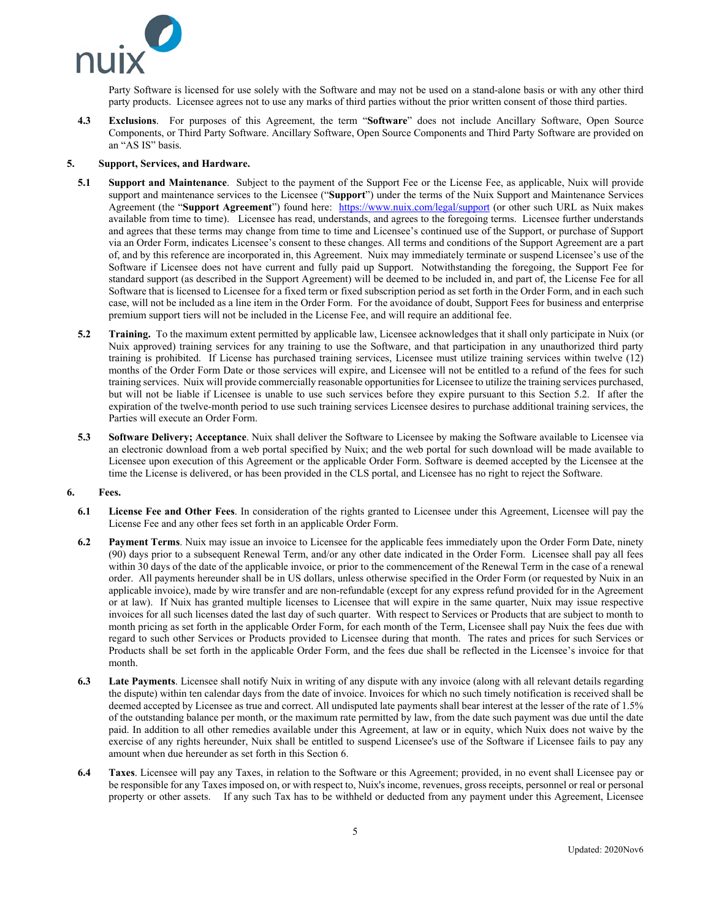Party Software is licensed for use solely with the Software and may not be used on a stand-alone basis or with any other third party products. Licensee agrees not to use any marks of third parties without the prior written consent of those third parties.

**4.3 Exclusions**. For purposes of this Agreement, the term "**Software**" does not include Ancillary Software, Open Source Components, or Third Party Software. Ancillary Software, Open Source Components and Third Party Software are provided on an "AS IS" basis.

## 5. Support, Services, and Hardware.

**5.1 Support and Maintenance**. Subject to the payment of the Support Fee or the License Fee, as applicable, Nuix will provide support and maintenance services to the Licensee ("**Support**") under the terms of the Nuix Support and Maintenance Services Agreement (the "**Support Agreement**") found here: https://www.nuix.com/legal/support (or other such URL as Nuix makes available from time to time). Licensee has read, understands, and agrees to the foregoing terms. Licensee further understands and agrees that these terms may change from time to time and Licensee's continued use of the Support, or purchase of Support via an Order Form, indicates Licensee's consent to these changes. All terms and conditions of the Support Agreement are a part of, and by this reference are incorporated in, this Agreement. Nuix may immediately terminate or suspend Licensee's use of the Software if Licensee does not have current and fully paid up Support. Notwithstanding the foregoing, the Support Fee for standard support (as described in the Support Agreement) will be deemed to be included in, and part of, the License Fee for all Software that is licensed to Licensee for a fixed term or fixed subscription period as set forth in the Order Form, and in each such case, will not be included as a line item in the Order Form. For the avoidance of doubt, Support Fees for business and enterprise premium support tiers will not be included in the License Fee, and will require an additional fee.

**5.2 Training.** To the maximum extent permitted by applicable law, Licensee acknowledges that it shall only participate in Nuix (or Nuix approved) training services for any training to use the Software, and that participation in any unauthorized third party training is prohibited. If License has purchased training services, Licensee must utilize training services within twelve (12) months of the Order Form Date or those services will expire, and Licensee will not be entitled to a refund of the fees for such training services. Nuix will provide commercially reasonable opportunities for Licensee to utilize the training services purchased, but will not be liable if Licensee is unable to use such services before they expire pursuant to this Section 5.2. If after the expiration of the twelve-month period to use such training services Licensee desires to purchase additional training services, the Parties will execute an Order Form.

**5.3 Software Delivery; Acceptance**. Nuix shall deliver the Software to Licensee by making the Software available to Licensee via an electronic download from a web portal specified by Nuix; and the web portal for such download will be made available to Licensee upon execution of this Agreement or the applicable Order Form. Software is deemed accepted by the Licensee at the time the License is delivered, or has been provided in the CLS portal, and Licensee has no right to reject the Software.

## 6. Fees.

**6.1 License Fee and Other Fees**. In consideration of the rights granted to Licensee under this Agreement, Licensee will pay the License Fee and any other fees set forth in an applicable Order Form.

**6.2 Payment Terms**. Nuix may issue an invoice to Licensee for the applicable fees immediately upon the Order Form Date, ninety (90) days prior to a subsequent Renewal Term, and/or any other date indicated in the Order Form. Licensee shall pay all fees within 30 days of the date of the applicable invoice, or prior to the commencement of the Renewal Term in the case of a renewal order. All payments hereunder shall be in US dollars, unless otherwise specified in the Order Form (or requested by Nuix in an applicable invoice), made by wire transfer and are non-refundable (except for any express refund provided for in the Agreement or at law). If Nuix has granted multiple licenses to Licensee that will expire in the same quarter, Nuix may issue respective invoices for all such licenses dated the last day of such quarter. With respect to Services or Products that are subject to month to month pricing as set forth in the applicable Order Form, for each month of the Term, Licensee shall pay Nuix the fees due with regard to such other Services or Products provided to Licensee during that month. The rates and prices for such Services or Products shall be set forth in the applicable Order Form, and the fees due shall be reflected in the Licensee's invoice for that month.

**6.3 Late Payments**. Licensee shall notify Nuix in writing of any dispute with any invoice (along with all relevant details regarding the dispute) within ten calendar days from the date of invoice. Invoices for which no such timely notification is received shall be deemed accepted by Licensee as true and correct. All undisputed late payments shall bear interest at the lesser of the rate of 1.5% of the outstanding balance per month, or the maximum rate permitted by law, from the date such payment was due until the date paid. In addition to all other remedies available under this Agreement, at law or in equity, which Nuix does not waive by the exercise of any rights hereunder, Nuix shall be entitled to suspend Licensee's use of the Software if Licensee fails to pay any amount when due hereunder as set forth in this Section 6.

**6.4 Taxes**. Licensee will pay any Taxes, in relation to the Software or this Agreement; provided, in no event shall Licensee pay or be responsible for any Taxes imposed on, or with respect to, Nuix's income, revenues, gross receipts, personnel or real or personal property or other assets. If any such Tax has to be withheld or deducted from any payment under this Agreement, Licensee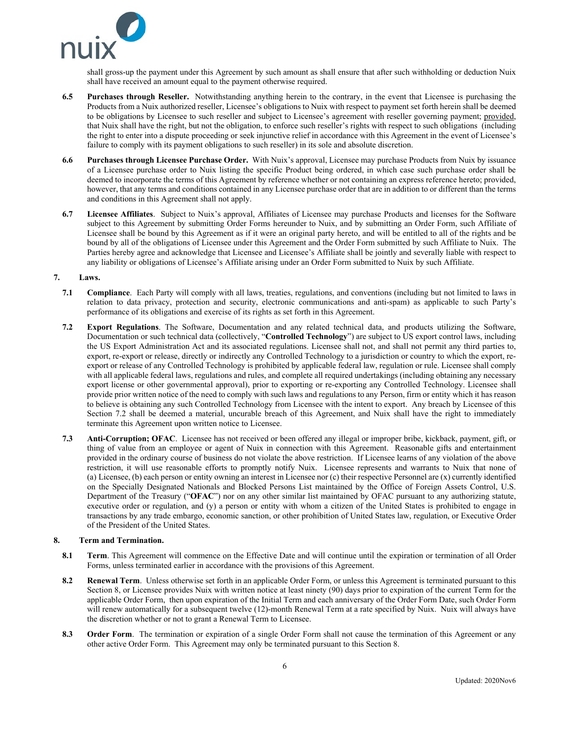shall gross-up the payment under this Agreement by such amount as shall ensure that after such withholding or deduction Nuix shall have received an amount equal to the payment otherwise required.

**6.5 Purchases through Reseller.** Notwithstanding anything herein to the contrary, in the event that Licensee is purchasing the Products from a Nuix authorized reseller, Licensee's obligations to Nuix with respect to payment set forth herein shall be deemed to be obligations by Licensee to such reseller and subject to Licensee's agreement with reseller governing payment; provided, that Nuix shall have the right, but not the obligation, to enforce such reseller's rights with respect to such obligations (including the right to enter into a dispute proceeding or seek injunctive relief in accordance with this Agreement in the event of Licensee's failure to comply with its payment obligations to such reseller) in its sole and absolute discretion.

**6.6 Purchases through Licensee Purchase Order.** With Nuix's approval, Licensee may purchase Products from Nuix by issuance of a Licensee purchase order to Nuix listing the specific Product being ordered, in which case such purchase order shall be deemed to incorporate the terms of this Agreement by reference whether or not containing an express reference hereto; provided, however, that any terms and conditions contained in any Licensee purchase order that are in addition to or different than the terms and conditions in this Agreement shall not apply.

**6.7 Licensee Affiliates**. Subject to Nuix's approval, Affiliates of Licensee may purchase Products and licenses for the Software subject to this Agreement by submitting Order Forms hereunder to Nuix, and by submitting an Order Form, such Affiliate of Licensee shall be bound by this Agreement as if it were an original party hereto, and will be entitled to all of the rights and be bound by all of the obligations of Licensee under this Agreement and the Order Form submitted by such Affiliate to Nuix. The Parties hereby agree and acknowledge that Licensee and Licensee's Affiliate shall be jointly and severally liable with respect to any liability or obligations of Licensee's Affiliate arising under an Order Form submitted to Nuix by such Affiliate.

## 7. Laws.

**7.1 Compliance**. Each Party will comply with all laws, treaties, regulations, and conventions (including but not limited to laws in relation to data privacy, protection and security, electronic communications and anti-spam) as applicable to such Party's performance of its obligations and exercise of its rights as set forth in this Agreement.

**7.2 Export Regulations**. The Software, Documentation and any related technical data, and products utilizing the Software, Documentation or such technical data (collectively, "**Controlled Technology**") are subject to US export control laws, including the US Export Administration Act and its associated regulations. Licensee shall not, and shall not permit any third parties to, export, re-export or release, directly or indirectly any Controlled Technology to a jurisdiction or country to which the export, re-export or release of any Controlled Technology is prohibited by applicable federal law, regulation or rule. Licensee shall comply with all applicable federal laws, regulations and rules, and complete all required undertakings (including obtaining any necessary export license or other governmental approval), prior to exporting or re-exporting any Controlled Technology. Licensee shall provide prior written notice of the need to comply with such laws and regulations to any Person, firm or entity which it has reason to believe is obtaining any such Controlled Technology from Licensee with the intent to export. Any breach by Licensee of this Section 7.2 shall be deemed a material, uncurable breach of this Agreement, and Nuix shall have the right to immediately terminate this Agreement upon written notice to Licensee.

**7.3 Anti-Corruption; OFAC**. Licensee has not received or been offered any illegal or improper bribe, kickback, payment, gift, or thing of value from an employee or agent of Nuix in connection with this Agreement. Reasonable gifts and entertainment provided in the ordinary course of business do not violate the above restriction. If Licensee learns of any violation of the above restriction, it will use reasonable efforts to promptly notify Nuix. Licensee represents and warrants to Nuix that none of (a) Licensee, (b) each person or entity owning an interest in Licensee nor (c) their respective Personnel are (x) currently identified on the Specially Designated Nationals and Blocked Persons List maintained by the Office of Foreign Assets Control, U.S. Department of the Treasury ("**OFAC**") nor on any other similar list maintained by OFAC pursuant to any authorizing statute, executive order or regulation, and (y) a person or entity with whom a citizen of the United States is prohibited to engage in transactions by any trade embargo, economic sanction, or other prohibition of United States law, regulation, or Executive Order of the President of the United States.

## 8. Term and Termination.

**8.1 Term**. This Agreement will commence on the Effective Date and will continue until the expiration or termination of all Order Forms, unless terminated earlier in accordance with the provisions of this Agreement.

**8.2 Renewal Term**. Unless otherwise set forth in an applicable Order Form, or unless this Agreement is terminated pursuant to this Section 8, or Licensee provides Nuix with written notice at least ninety (90) days prior to expiration of the current Term for the applicable Order Form, then upon expiration of the Initial Term and each anniversary of the Order Form Date, such Order Form will renew automatically for a subsequent twelve (12)-month Renewal Term at a rate specified by Nuix. Nuix will always have the discretion whether or not to grant a Renewal Term to Licensee.

**8.3 Order Form**. The termination or expiration of a single Order Form shall not cause the termination of this Agreement or any other active Order Form. This Agreement may only be terminated pursuant to this Section 8.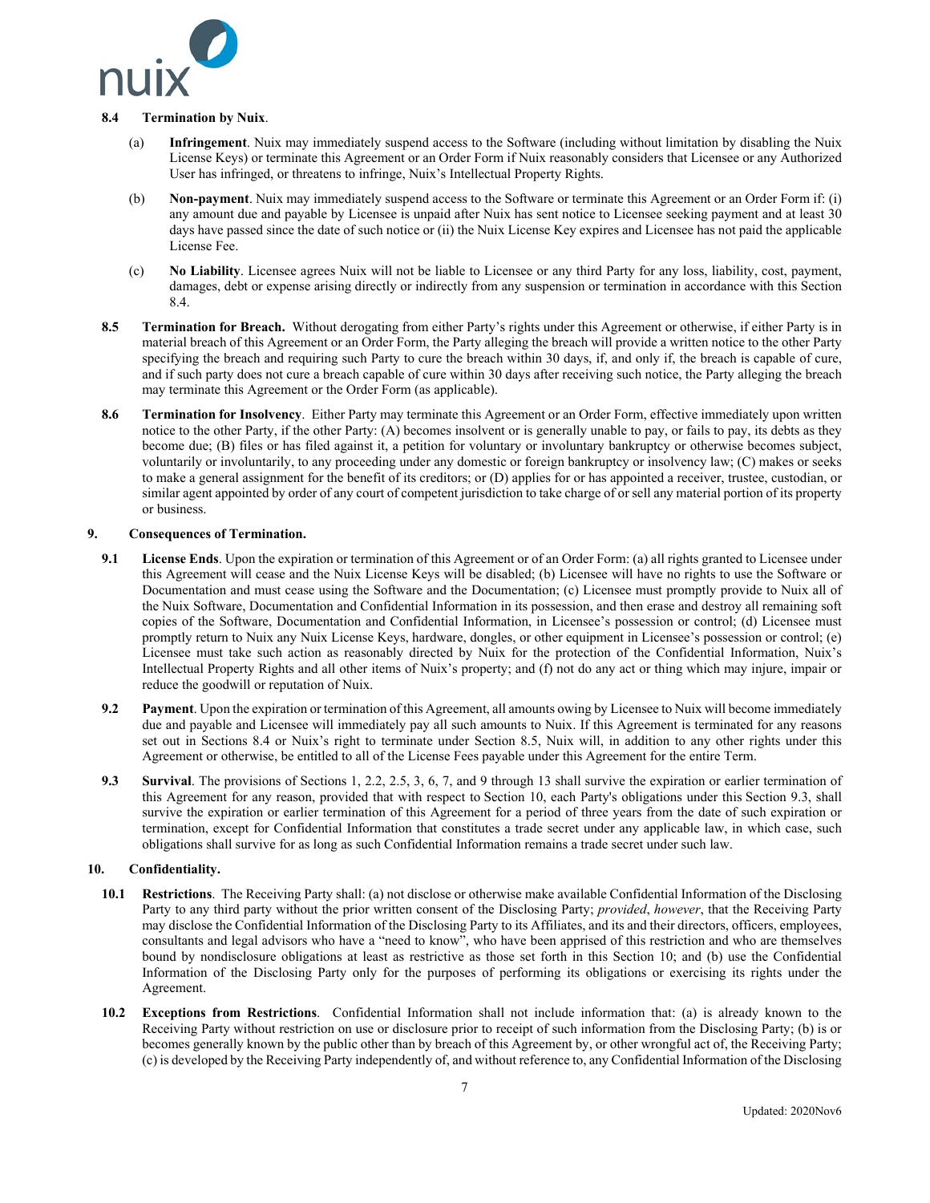**8.4 Termination by Nuix**.

(a) **Infringement**. Nuix may immediately suspend access to the Software (including without limitation by disabling the Nuix License Keys) or terminate this Agreement or an Order Form if Nuix reasonably considers that Licensee or any Authorized User has infringed, or threatens to infringe, Nuix's Intellectual Property Rights.

(b) **Non-payment**. Nuix may immediately suspend access to the Software or terminate this Agreement or an Order Form if: (i) any amount due and payable by Licensee is unpaid after Nuix has sent notice to Licensee seeking payment and at least 30 days have passed since the date of such notice or (ii) the Nuix License Key expires and Licensee has not paid the applicable License Fee.

(c) **No Liability**. Licensee agrees Nuix will not be liable to Licensee or any third Party for any loss, liability, cost, payment, damages, debt or expense arising directly or indirectly from any suspension or termination in accordance with this Section 8.4.

**8.5 Termination for Breach.** Without derogating from either Party's rights under this Agreement or otherwise, if either Party is in material breach of this Agreement or an Order Form, the Party alleging the breach will provide a written notice to the other Party specifying the breach and requiring such Party to cure the breach within 30 days, if, and only if, the breach is capable of cure, and if such party does not cure a breach capable of cure within 30 days after receiving such notice, the Party alleging the breach may terminate this Agreement or the Order Form (as applicable).

**8.6 Termination for Insolvency**. Either Party may terminate this Agreement or an Order Form, effective immediately upon written notice to the other Party, if the other Party: (A) becomes insolvent or is generally unable to pay, or fails to pay, its debts as they become due; (B) files or has filed against it, a petition for voluntary or involuntary bankruptcy or otherwise becomes subject, voluntarily or involuntarily, to any proceeding under any domestic or foreign bankruptcy or insolvency law; (C) makes or seeks to make a general assignment for the benefit of its creditors; or (D) applies for or has appointed a receiver, trustee, custodian, or similar agent appointed by order of any court of competent jurisdiction to take charge of or sell any material portion of its property or business.

## 9. Consequences of Termination.

**9.1 License Ends**. Upon the expiration or termination of this Agreement or of an Order Form: (a) all rights granted to Licensee under this Agreement will cease and the Nuix License Keys will be disabled; (b) Licensee will have no rights to use the Software or Documentation and must cease using the Software and the Documentation; (c) Licensee must promptly provide to Nuix all of the Nuix Software, Documentation and Confidential Information in its possession, and then erase and destroy all remaining soft copies of the Software, Documentation and Confidential Information, in Licensee's possession or control; (d) Licensee must promptly return to Nuix any Nuix License Keys, hardware, dongles, or other equipment in Licensee's possession or control; (e) Licensee must take such action as reasonably directed by Nuix for the protection of the Confidential Information, Nuix's Intellectual Property Rights and all other items of Nuix's property; and (f) not do any act or thing which may injure, impair or reduce the goodwill or reputation of Nuix.

**9.2 Payment**. Upon the expiration or termination of this Agreement, all amounts owing by Licensee to Nuix will become immediately due and payable and Licensee will immediately pay all such amounts to Nuix. If this Agreement is terminated for any reasons set out in Sections 8.4 or Nuix's right to terminate under Section 8.5, Nuix will, in addition to any other rights under this Agreement or otherwise, be entitled to all of the License Fees payable under this Agreement for the entire Term.

**9.3 Survival**. The provisions of Sections 1, 2.2, 2.5, 3, 6, 7, and 9 through 13 shall survive the expiration or earlier termination of this Agreement for any reason, provided that with respect to Section 10, each Party's obligations under this Section 9.3, shall survive the expiration or earlier termination of this Agreement for a period of three years from the date of such expiration or termination, except for Confidential Information that constitutes a trade secret under any applicable law, in which case, such obligations shall survive for as long as such Confidential Information remains a trade secret under such law.

## 10. Confidentiality.

**10.1 Restrictions**. The Receiving Party shall: (a) not disclose or otherwise make available Confidential Information of the Disclosing Party to any third party without the prior written consent of the Disclosing Party; *provided*, *however*, that the Receiving Party may disclose the Confidential Information of the Disclosing Party to its Affiliates, and its and their directors, officers, employees, consultants and legal advisors who have a "need to know", who have been apprised of this restriction and who are themselves bound by nondisclosure obligations at least as restrictive as those set forth in this Section 10; and (b) use the Confidential Information of the Disclosing Party only for the purposes of performing its obligations or exercising its rights under the Agreement.

**10.2 Exceptions from Restrictions**. Confidential Information shall not include information that: (a) is already known to the Receiving Party without restriction on use or disclosure prior to receipt of such information from the Disclosing Party; (b) is or becomes generally known by the public other than by breach of this Agreement by, or other wrongful act of, the Receiving Party; (c) is developed by the Receiving Party independently of, and without reference to, any Confidential Information of the Disclosing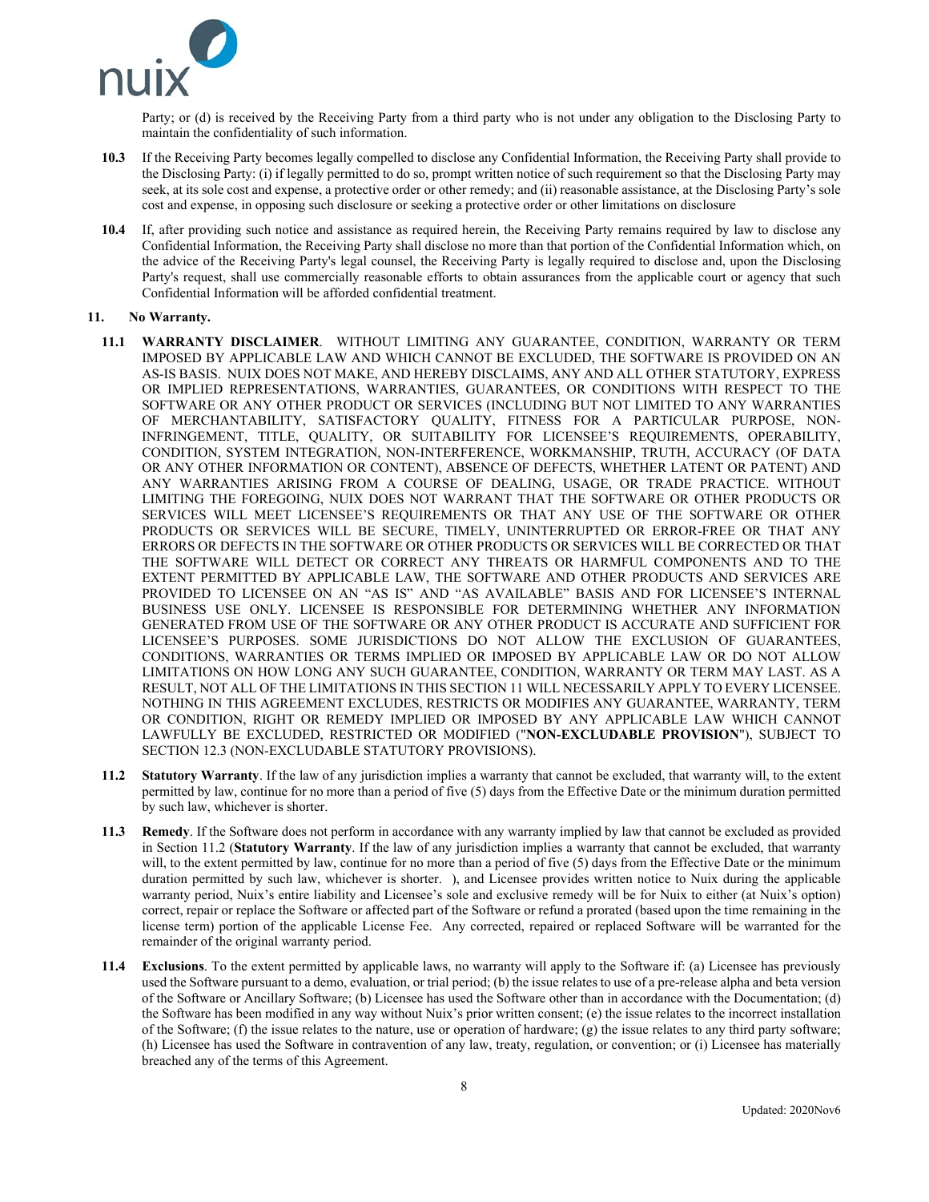Party; or (d) is received by the Receiving Party from a third party who is not under any obligation to the Disclosing Party to maintain the confidentiality of such information.

**10.3** If the Receiving Party becomes legally compelled to disclose any Confidential Information, the Receiving Party shall provide to the Disclosing Party: (i) if legally permitted to do so, prompt written notice of such requirement so that the Disclosing Party may seek, at its sole cost and expense, a protective order or other remedy; and (ii) reasonable assistance, at the Disclosing Party's sole cost and expense, in opposing such disclosure or seeking a protective order or other limitations on disclosure

**10.4** If, after providing such notice and assistance as required herein, the Receiving Party remains required by law to disclose any Confidential Information, the Receiving Party shall disclose no more than that portion of the Confidential Information which, on the advice of the Receiving Party's legal counsel, the Receiving Party is legally required to disclose and, upon the Disclosing Party's request, shall use commercially reasonable efforts to obtain assurances from the applicable court or agency that such Confidential Information will be afforded confidential treatment.

**11. No Warranty.**

**11.1** **WARRANTY DISCLAIMER**. WITHOUT LIMITING ANY GUARANTEE, CONDITION, WARRANTY OR TERM IMPOSED BY APPLICABLE LAW AND WHICH CANNOT BE EXCLUDED, THE SOFTWARE IS PROVIDED ON AN AS-IS BASIS. NUIX DOES NOT MAKE, AND HEREBY DISCLAIMS, ANY AND ALL OTHER STATUTORY, EXPRESS OR IMPLIED REPRESENTATIONS, WARRANTIES, GUARANTEES, OR CONDITIONS WITH RESPECT TO THE SOFTWARE OR ANY OTHER PRODUCT OR SERVICES (INCLUDING BUT NOT LIMITED TO ANY WARRANTIES OF MERCHANTABILITY, SATISFACTORY QUALITY, FITNESS FOR A PARTICULAR PURPOSE, NON-INFRINGEMENT, TITLE, QUALITY, OR SUITABILITY FOR LICENSEE'S REQUIREMENTS, OPERABILITY, CONDITION, SYSTEM INTEGRATION, NON-INTERFERENCE, WORKMANSHIP, TRUTH, ACCURACY (OF DATA OR ANY OTHER INFORMATION OR CONTENT), ABSENCE OF DEFECTS, WHETHER LATENT OR PATENT) AND ANY WARRANTIES ARISING FROM A COURSE OF DEALING, USAGE, OR TRADE PRACTICE. WITHOUT LIMITING THE FOREGOING, NUIX DOES NOT WARRANT THAT THE SOFTWARE OR OTHER PRODUCTS OR SERVICES WILL MEET LICENSEE'S REQUIREMENTS OR THAT ANY USE OF THE SOFTWARE OR OTHER PRODUCTS OR SERVICES WILL BE SECURE, TIMELY, UNINTERRUPTED OR ERROR-FREE OR THAT ANY ERRORS OR DEFECTS IN THE SOFTWARE OR OTHER PRODUCTS OR SERVICES WILL BE CORRECTED OR THAT THE SOFTWARE WILL DETECT OR CORRECT ANY THREATS OR HARMFUL COMPONENTS AND TO THE EXTENT PERMITTED BY APPLICABLE LAW, THE SOFTWARE AND OTHER PRODUCTS AND SERVICES ARE PROVIDED TO LICENSEE ON AN "AS IS" AND "AS AVAILABLE" BASIS AND FOR LICENSEE'S INTERNAL BUSINESS USE ONLY. LICENSEE IS RESPONSIBLE FOR DETERMINING WHETHER ANY INFORMATION GENERATED FROM USE OF THE SOFTWARE OR ANY OTHER PRODUCT IS ACCURATE AND SUFFICIENT FOR LICENSEE'S PURPOSES. SOME JURISDICTIONS DO NOT ALLOW THE EXCLUSION OF GUARANTEES, CONDITIONS, WARRANTIES OR TERMS IMPLIED OR IMPOSED BY APPLICABLE LAW OR DO NOT ALLOW LIMITATIONS ON HOW LONG ANY SUCH GUARANTEE, CONDITION, WARRANTY OR TERM MAY LAST. AS A RESULT, NOT ALL OF THE LIMITATIONS IN THIS SECTION 11 WILL NECESSARILY APPLY TO EVERY LICENSEE. NOTHING IN THIS AGREEMENT EXCLUDES, RESTRICTS OR MODIFIES ANY GUARANTEE, WARRANTY, TERM OR CONDITION, RIGHT OR REMEDY IMPLIED OR IMPOSED BY ANY APPLICABLE LAW WHICH CANNOT LAWFULLY BE EXCLUDED, RESTRICTED OR MODIFIED ("**NON-EXCLUDABLE PROVISION**"), SUBJECT TO SECTION 12.3 (NON-EXCLUDABLE STATUTORY PROVISIONS).

**11.2** **Statutory Warranty**. If the law of any jurisdiction implies a warranty that cannot be excluded, that warranty will, to the extent permitted by law, continue for no more than a period of five (5) days from the Effective Date or the minimum duration permitted by such law, whichever is shorter.

**11.3** **Remedy**. If the Software does not perform in accordance with any warranty implied by law that cannot be excluded as provided in Section 11.2 (**Statutory Warranty**. If the law of any jurisdiction implies a warranty that cannot be excluded, that warranty will, to the extent permitted by law, continue for no more than a period of five (5) days from the Effective Date or the minimum duration permitted by such law, whichever is shorter. ), and Licensee provides written notice to Nuix during the applicable warranty period, Nuix's entire liability and Licensee's sole and exclusive remedy will be for Nuix to either (at Nuix's option) correct, repair or replace the Software or affected part of the Software or refund a prorated (based upon the time remaining in the license term) portion of the applicable License Fee. Any corrected, repaired or replaced Software will be warranted for the remainder of the original warranty period.

**11.4** **Exclusions**. To the extent permitted by applicable laws, no warranty will apply to the Software if: (a) Licensee has previously used the Software pursuant to a demo, evaluation, or trial period; (b) the issue relates to use of a pre-release alpha and beta version of the Software or Ancillary Software; (b) Licensee has used the Software other than in accordance with the Documentation; (d) the Software has been modified in any way without Nuix's prior written consent; (e) the issue relates to the incorrect installation of the Software; (f) the issue relates to the nature, use or operation of hardware; (g) the issue relates to any third party software; (h) Licensee has used the Software in contravention of any law, treaty, regulation, or convention; or (i) Licensee has materially breached any of the terms of this Agreement.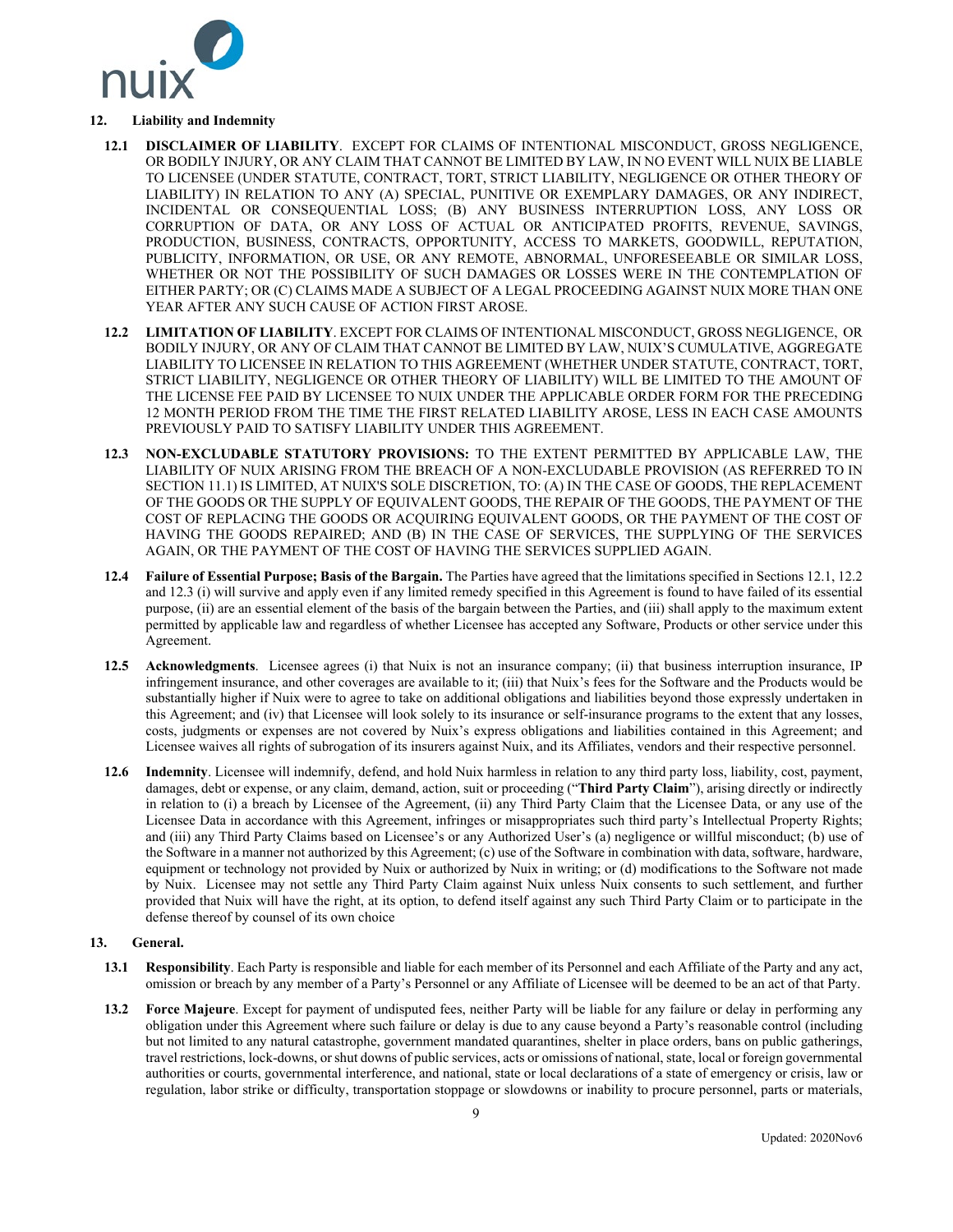## 12. Liability and Indemnity

**12.1 DISCLAIMER OF LIABILITY**. EXCEPT FOR CLAIMS OF INTENTIONAL MISCONDUCT, GROSS NEGLIGENCE, OR BODILY INJURY, OR ANY CLAIM THAT CANNOT BE LIMITED BY LAW, IN NO EVENT WILL NUIX BE LIABLE TO LICENSEE (UNDER STATUTE, CONTRACT, TORT, STRICT LIABILITY, NEGLIGENCE OR OTHER THEORY OF LIABILITY) IN RELATION TO ANY (A) SPECIAL, PUNITIVE OR EXEMPLARY DAMAGES, OR ANY INDIRECT, INCIDENTAL OR CONSEQUENTIAL LOSS; (B) ANY BUSINESS INTERRUPTION LOSS, ANY LOSS OR CORRUPTION OF DATA, OR ANY LOSS OF ACTUAL OR ANTICIPATED PROFITS, REVENUE, SAVINGS, PRODUCTION, BUSINESS, CONTRACTS, OPPORTUNITY, ACCESS TO MARKETS, GOODWILL, REPUTATION, PUBLICITY, INFORMATION, OR USE, OR ANY REMOTE, ABNORMAL, UNFORESEEABLE OR SIMILAR LOSS, WHETHER OR NOT THE POSSIBILITY OF SUCH DAMAGES OR LOSSES WERE IN THE CONTEMPLATION OF EITHER PARTY; OR (C) CLAIMS MADE A SUBJECT OF A LEGAL PROCEEDING AGAINST NUIX MORE THAN ONE YEAR AFTER ANY SUCH CAUSE OF ACTION FIRST AROSE.

**12.2 LIMITATION OF LIABILITY**. EXCEPT FOR CLAIMS OF INTENTIONAL MISCONDUCT, GROSS NEGLIGENCE, OR BODILY INJURY, OR ANY OF CLAIM THAT CANNOT BE LIMITED BY LAW, NUIX'S CUMULATIVE, AGGREGATE LIABILITY TO LICENSEE IN RELATION TO THIS AGREEMENT (WHETHER UNDER STATUTE, CONTRACT, TORT, STRICT LIABILITY, NEGLIGENCE OR OTHER THEORY OF LIABILITY) WILL BE LIMITED TO THE AMOUNT OF THE LICENSE FEE PAID BY LICENSEE TO NUIX UNDER THE APPLICABLE ORDER FORM FOR THE PRECEDING 12 MONTH PERIOD FROM THE TIME THE FIRST RELATED LIABILITY AROSE, LESS IN EACH CASE AMOUNTS PREVIOUSLY PAID TO SATISFY LIABILITY UNDER THIS AGREEMENT.

**12.3 NON-EXCLUDABLE STATUTORY PROVISIONS:** TO THE EXTENT PERMITTED BY APPLICABLE LAW, THE LIABILITY OF NUIX ARISING FROM THE BREACH OF A NON-EXCLUDABLE PROVISION (AS REFERRED TO IN SECTION 11.1) IS LIMITED, AT NUIX'S SOLE DISCRETION, TO: (A) IN THE CASE OF GOODS, THE REPLACEMENT OF THE GOODS OR THE SUPPLY OF EQUIVALENT GOODS, THE REPAIR OF THE GOODS, THE PAYMENT OF THE COST OF REPLACING THE GOODS OR ACQUIRING EQUIVALENT GOODS, OR THE PAYMENT OF THE COST OF HAVING THE GOODS REPAIRED; AND (B) IN THE CASE OF SERVICES, THE SUPPLYING OF THE SERVICES AGAIN, OR THE PAYMENT OF THE COST OF HAVING THE SERVICES SUPPLIED AGAIN.

**12.4 Failure of Essential Purpose; Basis of the Bargain.** The Parties have agreed that the limitations specified in Sections 12.1, 12.2 and 12.3 (i) will survive and apply even if any limited remedy specified in this Agreement is found to have failed of its essential purpose, (ii) are an essential element of the basis of the bargain between the Parties, and (iii) shall apply to the maximum extent permitted by applicable law and regardless of whether Licensee has accepted any Software, Products or other service under this Agreement.

**12.5 Acknowledgments**. Licensee agrees (i) that Nuix is not an insurance company; (ii) that business interruption insurance, IP infringement insurance, and other coverages are available to it; (iii) that Nuix's fees for the Software and the Products would be substantially higher if Nuix were to agree to take on additional obligations and liabilities beyond those expressly undertaken in this Agreement; and (iv) that Licensee will look solely to its insurance or self-insurance programs to the extent that any losses, costs, judgments or expenses are not covered by Nuix's express obligations and liabilities contained in this Agreement; and Licensee waives all rights of subrogation of its insurers against Nuix, and its Affiliates, vendors and their respective personnel.

**12.6 Indemnity**. Licensee will indemnify, defend, and hold Nuix harmless in relation to any third party loss, liability, cost, payment, damages, debt or expense, or any claim, demand, action, suit or proceeding ("**Third Party Claim**"), arising directly or indirectly in relation to (i) a breach by Licensee of the Agreement, (ii) any Third Party Claim that the Licensee Data, or any use of the Licensee Data in accordance with this Agreement, infringes or misappropriates such third party's Intellectual Property Rights; and (iii) any Third Party Claims based on Licensee's or any Authorized User's (a) negligence or willful misconduct; (b) use of the Software in a manner not authorized by this Agreement; (c) use of the Software in combination with data, software, hardware, equipment or technology not provided by Nuix or authorized by Nuix in writing; or (d) modifications to the Software not made by Nuix. Licensee may not settle any Third Party Claim against Nuix unless Nuix consents to such settlement, and further provided that Nuix will have the right, at its option, to defend itself against any such Third Party Claim or to participate in the defense thereof by counsel of its own choice

## 13. General.

**13.1 Responsibility**. Each Party is responsible and liable for each member of its Personnel and each Affiliate of the Party and any act, omission or breach by any member of a Party's Personnel or any Affiliate of Licensee will be deemed to be an act of that Party.

**13.2 Force Majeure**. Except for payment of undisputed fees, neither Party will be liable for any failure or delay in performing any obligation under this Agreement where such failure or delay is due to any cause beyond a Party's reasonable control (including but not limited to any natural catastrophe, government mandated quarantines, shelter in place orders, bans on public gatherings, travel restrictions, lock-downs, or shut downs of public services, acts or omissions of national, state, local or foreign governmental authorities or courts, governmental interference, and national, state or local declarations of a state of emergency or crisis, law or regulation, labor strike or difficulty, transportation stoppage or slowdowns or inability to procure personnel, parts or materials,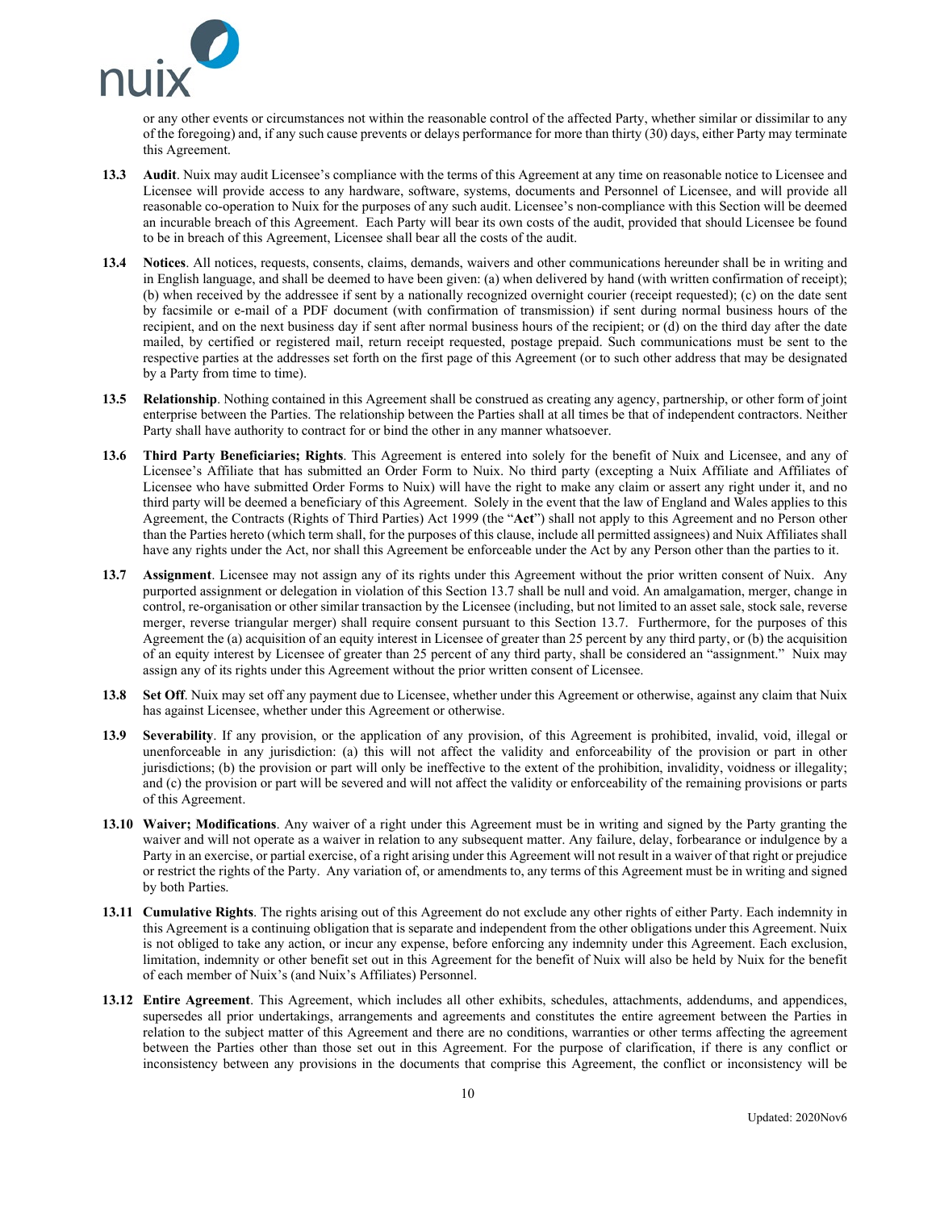or any other events or circumstances not within the reasonable control of the affected Party, whether similar or dissimilar to any of the foregoing) and, if any such cause prevents or delays performance for more than thirty (30) days, either Party may terminate this Agreement.

**13.3 Audit**. Nuix may audit Licensee's compliance with the terms of this Agreement at any time on reasonable notice to Licensee and Licensee will provide access to any hardware, software, systems, documents and Personnel of Licensee, and will provide all reasonable co-operation to Nuix for the purposes of any such audit. Licensee's non-compliance with this Section will be deemed an incurable breach of this Agreement. Each Party will bear its own costs of the audit, provided that should Licensee be found to be in breach of this Agreement, Licensee shall bear all the costs of the audit.

**13.4 Notices**. All notices, requests, consents, claims, demands, waivers and other communications hereunder shall be in writing and in English language, and shall be deemed to have been given: (a) when delivered by hand (with written confirmation of receipt); (b) when received by the addressee if sent by a nationally recognized overnight courier (receipt requested); (c) on the date sent by facsimile or e-mail of a PDF document (with confirmation of transmission) if sent during normal business hours of the recipient, and on the next business day if sent after normal business hours of the recipient; or (d) on the third day after the date mailed, by certified or registered mail, return receipt requested, postage prepaid. Such communications must be sent to the respective parties at the addresses set forth on the first page of this Agreement (or to such other address that may be designated by a Party from time to time).

**13.5 Relationship**. Nothing contained in this Agreement shall be construed as creating any agency, partnership, or other form of joint enterprise between the Parties. The relationship between the Parties shall at all times be that of independent contractors. Neither Party shall have authority to contract for or bind the other in any manner whatsoever.

**13.6 Third Party Beneficiaries; Rights**. This Agreement is entered into solely for the benefit of Nuix and Licensee, and any of Licensee's Affiliate that has submitted an Order Form to Nuix. No third party (excepting a Nuix Affiliate and Affiliates of Licensee who have submitted Order Forms to Nuix) will have the right to make any claim or assert any right under it, and no third party will be deemed a beneficiary of this Agreement. Solely in the event that the law of England and Wales applies to this Agreement, the Contracts (Rights of Third Parties) Act 1999 (the "**Act**") shall not apply to this Agreement and no Person other than the Parties hereto (which term shall, for the purposes of this clause, include all permitted assignees) and Nuix Affiliates shall have any rights under the Act, nor shall this Agreement be enforceable under the Act by any Person other than the parties to it.

**13.7 Assignment**. Licensee may not assign any of its rights under this Agreement without the prior written consent of Nuix. Any purported assignment or delegation in violation of this Section 13.7 shall be null and void. An amalgamation, merger, change in control, re-organisation or other similar transaction by the Licensee (including, but not limited to an asset sale, stock sale, reverse merger, reverse triangular merger) shall require consent pursuant to this Section 13.7. Furthermore, for the purposes of this Agreement the (a) acquisition of an equity interest in Licensee of greater than 25 percent by any third party, or (b) the acquisition of an equity interest by Licensee of greater than 25 percent of any third party, shall be considered an "assignment." Nuix may assign any of its rights under this Agreement without the prior written consent of Licensee.

**13.8 Set Off**. Nuix may set off any payment due to Licensee, whether under this Agreement or otherwise, against any claim that Nuix has against Licensee, whether under this Agreement or otherwise.

**13.9 Severability**. If any provision, or the application of any provision, of this Agreement is prohibited, invalid, void, illegal or unenforceable in any jurisdiction: (a) this will not affect the validity and enforceability of the provision or part in other jurisdictions; (b) the provision or part will only be ineffective to the extent of the prohibition, invalidity, voidness or illegality; and (c) the provision or part will be severed and will not affect the validity or enforceability of the remaining provisions or parts of this Agreement.

**13.10 Waiver; Modifications**. Any waiver of a right under this Agreement must be in writing and signed by the Party granting the waiver and will not operate as a waiver in relation to any subsequent matter. Any failure, delay, forbearance or indulgence by a Party in an exercise, or partial exercise, of a right arising under this Agreement will not result in a waiver of that right or prejudice or restrict the rights of the Party. Any variation of, or amendments to, any terms of this Agreement must be in writing and signed by both Parties.

**13.11 Cumulative Rights**. The rights arising out of this Agreement do not exclude any other rights of either Party. Each indemnity in this Agreement is a continuing obligation that is separate and independent from the other obligations under this Agreement. Nuix is not obliged to take any action, or incur any expense, before enforcing any indemnity under this Agreement. Each exclusion, limitation, indemnity or other benefit set out in this Agreement for the benefit of Nuix will also be held by Nuix for the benefit of each member of Nuix's (and Nuix's Affiliates) Personnel.

**13.12 Entire Agreement**. This Agreement, which includes all other exhibits, schedules, attachments, addendums, and appendices, supersedes all prior undertakings, arrangements and agreements and constitutes the entire agreement between the Parties in relation to the subject matter of this Agreement and there are no conditions, warranties or other terms affecting the agreement between the Parties other than those set out in this Agreement. For the purpose of clarification, if there is any conflict or inconsistency between any provisions in the documents that comprise this Agreement, the conflict or inconsistency will be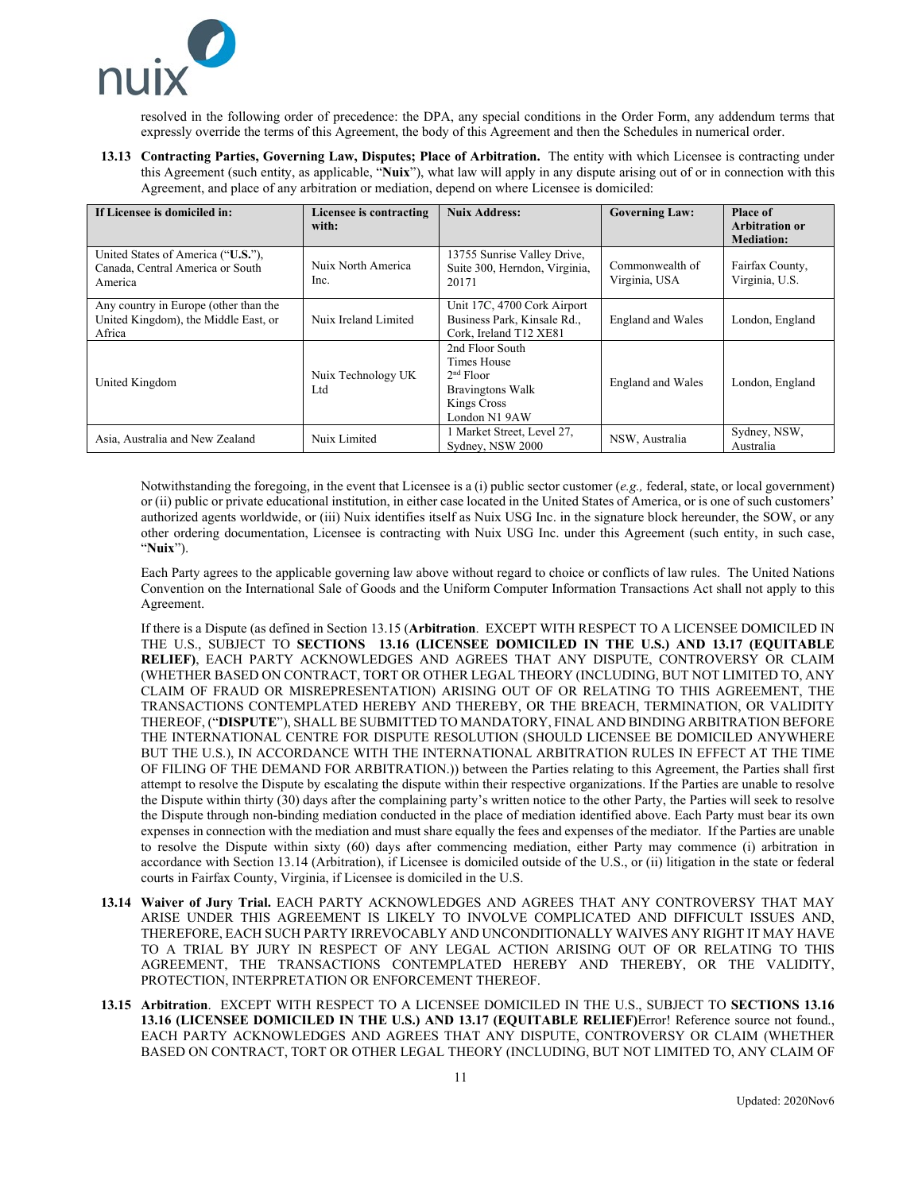resolved in the following order of precedence: the DPA, any special conditions in the Order Form, any addendum terms that expressly override the terms of this Agreement, the body of this Agreement and then the Schedules in numerical order.

**13.13 Contracting Parties, Governing Law, Disputes; Place of Arbitration.** The entity with which Licensee is contracting under this Agreement (such entity, as applicable, "**Nuix**"), what law will apply in any dispute arising out of or in connection with this Agreement, and place of any arbitration or mediation, depend on where Licensee is domiciled:

| If Licensee is domiciled in: | Licensee is contracting with: | Nuix Address: | Governing Law: | Place of Arbitration or Mediation: |
|---|---|---|---|---|
| United States of America ("**U.S.**"), Canada, Central America or South America | Nuix North America Inc. | 13755 Sunrise Valley Drive, Suite 300, Herndon, Virginia, 20171 | Commonwealth of Virginia, USA | Fairfax County, Virginia, U.S. |
| Any country in Europe (other than the United Kingdom), the Middle East, or Africa | Nuix Ireland Limited | Unit 17C, 4700 Cork Airport Business Park, Kinsale Rd., Cork, Ireland T12 XE81 | England and Wales | London, England |
| United Kingdom | Nuix Technology UK Ltd | 2nd Floor South Times House 2nd Floor Bravingtons Walk Kings Cross London N1 9AW | England and Wales | London, England |
| Asia, Australia and New Zealand | Nuix Limited | 1 Market Street, Level 27, Sydney, NSW 2000 | NSW, Australia | Sydney, NSW, Australia |

Notwithstanding the foregoing, in the event that Licensee is a (i) public sector customer (*e.g.,* federal, state, or local government) or (ii) public or private educational institution, in either case located in the United States of America, or is one of such customers' authorized agents worldwide, or (iii) Nuix identifies itself as Nuix USG Inc. in the signature block hereunder, the SOW, or any other ordering documentation, Licensee is contracting with Nuix USG Inc. under this Agreement (such entity, in such case, "**Nuix**").

Each Party agrees to the applicable governing law above without regard to choice or conflicts of law rules. The United Nations Convention on the International Sale of Goods and the Uniform Computer Information Transactions Act shall not apply to this Agreement.

If there is a Dispute (as defined in Section 13.15 (**Arbitration**. EXCEPT WITH RESPECT TO A LICENSEE DOMICILED IN THE U.S., SUBJECT TO **SECTIONS 13.16 (LICENSEE DOMICILED IN THE U.S.) AND 13.17 (EQUITABLE RELIEF)**, EACH PARTY ACKNOWLEDGES AND AGREES THAT ANY DISPUTE, CONTROVERSY OR CLAIM (WHETHER BASED ON CONTRACT, TORT OR OTHER LEGAL THEORY (INCLUDING, BUT NOT LIMITED TO, ANY CLAIM OF FRAUD OR MISREPRESENTATION) ARISING OUT OF OR RELATING TO THIS AGREEMENT, THE TRANSACTIONS CONTEMPLATED HEREBY AND THEREBY, OR THE BREACH, TERMINATION, OR VALIDITY THEREOF, ("**DISPUTE**"), SHALL BE SUBMITTED TO MANDATORY, FINAL AND BINDING ARBITRATION BEFORE THE INTERNATIONAL CENTRE FOR DISPUTE RESOLUTION (SHOULD LICENSEE BE DOMICILED ANYWHERE BUT THE U.S.), IN ACCORDANCE WITH THE INTERNATIONAL ARBITRATION RULES IN EFFECT AT THE TIME OF FILING OF THE DEMAND FOR ARBITRATION.)) between the Parties relating to this Agreement, the Parties shall first attempt to resolve the Dispute by escalating the dispute within their respective organizations. If the Parties are unable to resolve the Dispute within thirty (30) days after the complaining party's written notice to the other Party, the Parties will seek to resolve the Dispute through non-binding mediation conducted in the place of mediation identified above. Each Party must bear its own expenses in connection with the mediation and must share equally the fees and expenses of the mediator. If the Parties are unable to resolve the Dispute within sixty (60) days after commencing mediation, either Party may commence (i) arbitration in accordance with Section 13.14 (Arbitration), if Licensee is domiciled outside of the U.S., or (ii) litigation in the state or federal courts in Fairfax County, Virginia, if Licensee is domiciled in the U.S.

**13.14 Waiver of Jury Trial.** EACH PARTY ACKNOWLEDGES AND AGREES THAT ANY CONTROVERSY THAT MAY ARISE UNDER THIS AGREEMENT IS LIKELY TO INVOLVE COMPLICATED AND DIFFICULT ISSUES AND, THEREFORE, EACH SUCH PARTY IRREVOCABLY AND UNCONDITIONALLY WAIVES ANY RIGHT IT MAY HAVE TO A TRIAL BY JURY IN RESPECT OF ANY LEGAL ACTION ARISING OUT OF OR RELATING TO THIS AGREEMENT, THE TRANSACTIONS CONTEMPLATED HEREBY AND THEREBY, OR THE VALIDITY, PROTECTION, INTERPRETATION OR ENFORCEMENT THEREOF.

**13.15 Arbitration**. EXCEPT WITH RESPECT TO A LICENSEE DOMICILED IN THE U.S., SUBJECT TO **SECTIONS 13.16 13.16 (LICENSEE DOMICILED IN THE U.S.) AND 13.17 (EQUITABLE RELIEF)**Error! Reference source not found., EACH PARTY ACKNOWLEDGES AND AGREES THAT ANY DISPUTE, CONTROVERSY OR CLAIM (WHETHER BASED ON CONTRACT, TORT OR OTHER LEGAL THEORY (INCLUDING, BUT NOT LIMITED TO, ANY CLAIM OF

Updated: 2020Nov6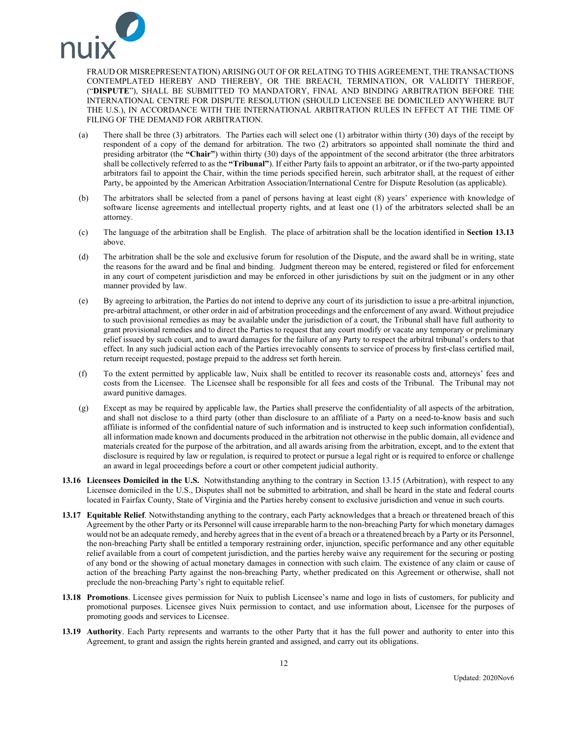FRAUD OR MISREPRESENTATION) ARISING OUT OF OR RELATING TO THIS AGREEMENT, THE TRANSACTIONS CONTEMPLATED HEREBY AND THEREBY, OR THE BREACH, TERMINATION, OR VALIDITY THEREOF, ("**DISPUTE**"), SHALL BE SUBMITTED TO MANDATORY, FINAL AND BINDING ARBITRATION BEFORE THE INTERNATIONAL CENTRE FOR DISPUTE RESOLUTION (SHOULD LICENSEE BE DOMICILED ANYWHERE BUT THE U.S.), IN ACCORDANCE WITH THE INTERNATIONAL ARBITRATION RULES IN EFFECT AT THE TIME OF FILING OF THE DEMAND FOR ARBITRATION.

(a) There shall be three (3) arbitrators. The Parties each will select one (1) arbitrator within thirty (30) days of the receipt by respondent of a copy of the demand for arbitration. The two (2) arbitrators so appointed shall nominate the third and presiding arbitrator (the **"Chair"**) within thirty (30) days of the appointment of the second arbitrator (the three arbitrators shall be collectively referred to as the **"Tribunal"**). If either Party fails to appoint an arbitrator, or if the two-party appointed arbitrators fail to appoint the Chair, within the time periods specified herein, such arbitrator shall, at the request of either Party, be appointed by the American Arbitration Association/International Centre for Dispute Resolution (as applicable).

(b) The arbitrators shall be selected from a panel of persons having at least eight (8) years' experience with knowledge of software license agreements and intellectual property rights, and at least one (1) of the arbitrators selected shall be an attorney.

(c) The language of the arbitration shall be English. The place of arbitration shall be the location identified in **Section 13.13** above.

(d) The arbitration shall be the sole and exclusive forum for resolution of the Dispute, and the award shall be in writing, state the reasons for the award and be final and binding. Judgment thereon may be entered, registered or filed for enforcement in any court of competent jurisdiction and may be enforced in other jurisdictions by suit on the judgment or in any other manner provided by law.

(e) By agreeing to arbitration, the Parties do not intend to deprive any court of its jurisdiction to issue a pre-arbitral injunction, pre-arbitral attachment, or other order in aid of arbitration proceedings and the enforcement of any award. Without prejudice to such provisional remedies as may be available under the jurisdiction of a court, the Tribunal shall have full authority to grant provisional remedies and to direct the Parties to request that any court modify or vacate any temporary or preliminary relief issued by such court, and to award damages for the failure of any Party to respect the arbitral tribunal's orders to that effect. In any such judicial action each of the Parties irrevocably consents to service of process by first-class certified mail, return receipt requested, postage prepaid to the address set forth herein.

(f) To the extent permitted by applicable law, Nuix shall be entitled to recover its reasonable costs and, attorneys' fees and costs from the Licensee. The Licensee shall be responsible for all fees and costs of the Tribunal. The Tribunal may not award punitive damages.

(g) Except as may be required by applicable law, the Parties shall preserve the confidentiality of all aspects of the arbitration, and shall not disclose to a third party (other than disclosure to an affiliate of a Party on a need-to-know basis and such affiliate is informed of the confidential nature of such information and is instructed to keep such information confidential), all information made known and documents produced in the arbitration not otherwise in the public domain, all evidence and materials created for the purpose of the arbitration, and all awards arising from the arbitration, except, and to the extent that disclosure is required by law or regulation, is required to protect or pursue a legal right or is required to enforce or challenge an award in legal proceedings before a court or other competent judicial authority.

**13.16 Licensees Domiciled in the U.S.** Notwithstanding anything to the contrary in Section 13.15 (Arbitration), with respect to any Licensee domiciled in the U.S., Disputes shall not be submitted to arbitration, and shall be heard in the state and federal courts located in Fairfax County, State of Virginia and the Parties hereby consent to exclusive jurisdiction and venue in such courts.

**13.17 Equitable Relief**. Notwithstanding anything to the contrary, each Party acknowledges that a breach or threatened breach of this Agreement by the other Party or its Personnel will cause irreparable harm to the non-breaching Party for which monetary damages would not be an adequate remedy, and hereby agrees that in the event of a breach or a threatened breach by a Party or its Personnel, the non-breaching Party shall be entitled a temporary restraining order, injunction, specific performance and any other equitable relief available from a court of competent jurisdiction, and the parties hereby waive any requirement for the securing or posting of any bond or the showing of actual monetary damages in connection with such claim. The existence of any claim or cause of action of the breaching Party against the non-breaching Party, whether predicated on this Agreement or otherwise, shall not preclude the non-breaching Party's right to equitable relief.

**13.18 Promotions**. Licensee gives permission for Nuix to publish Licensee's name and logo in lists of customers, for publicity and promotional purposes. Licensee gives Nuix permission to contact, and use information about, Licensee for the purposes of promoting goods and services to Licensee.

**13.19 Authority**. Each Party represents and warrants to the other Party that it has the full power and authority to enter into this Agreement, to grant and assign the rights herein granted and assigned, and carry out its obligations.

Updated: 2020Nov6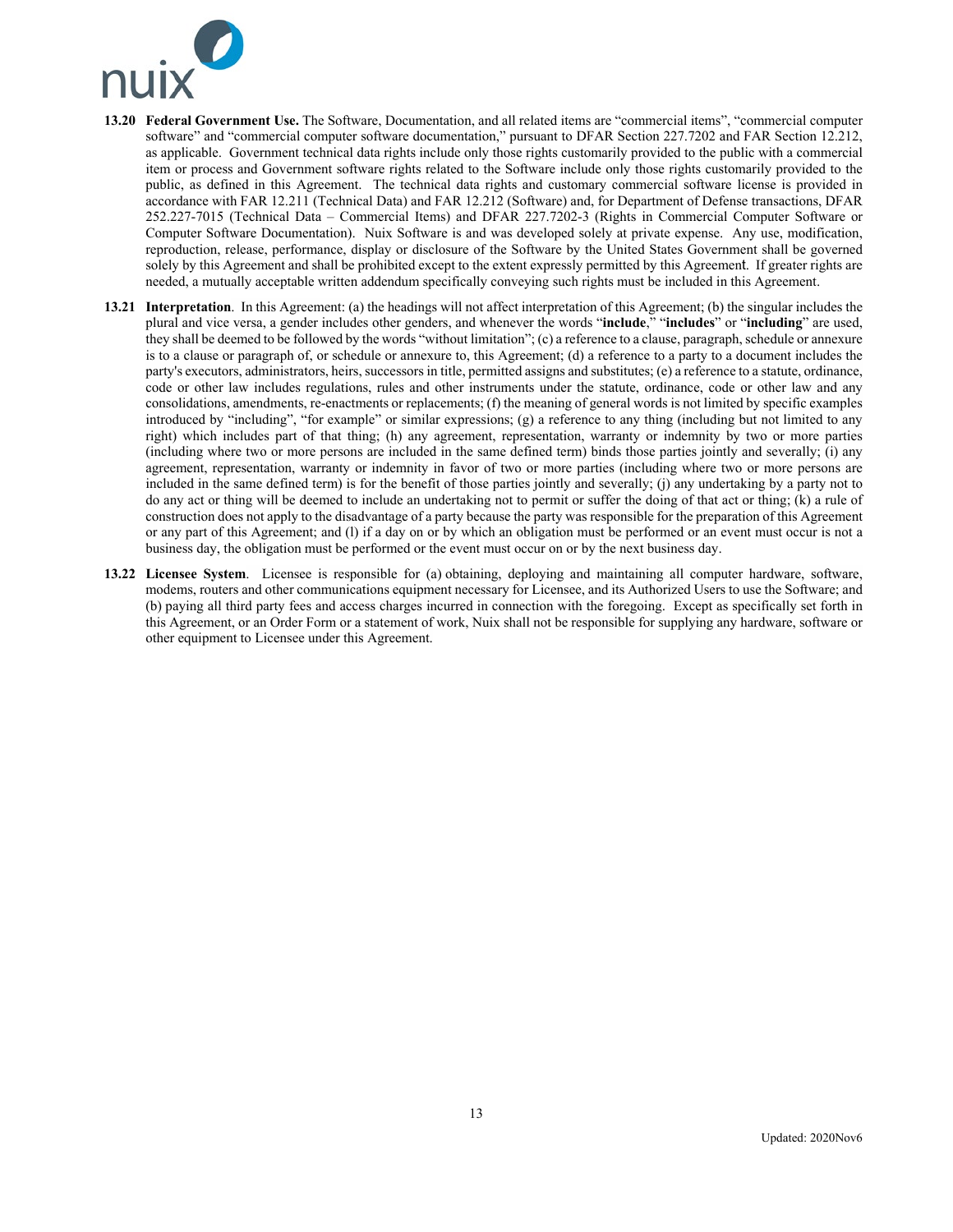**13.20 Federal Government Use.** The Software, Documentation, and all related items are "commercial items", "commercial computer software" and "commercial computer software documentation," pursuant to DFAR Section 227.7202 and FAR Section 12.212, as applicable. Government technical data rights include only those rights customarily provided to the public with a commercial item or process and Government software rights related to the Software include only those rights customarily provided to the public, as defined in this Agreement. The technical data rights and customary commercial software license is provided in accordance with FAR 12.211 (Technical Data) and FAR 12.212 (Software) and, for Department of Defense transactions, DFAR 252.227-7015 (Technical Data – Commercial Items) and DFAR 227.7202-3 (Rights in Commercial Computer Software or Computer Software Documentation). Nuix Software is and was developed solely at private expense. Any use, modification, reproduction, release, performance, display or disclosure of the Software by the United States Government shall be governed solely by this Agreement and shall be prohibited except to the extent expressly permitted by this Agreement. If greater rights are needed, a mutually acceptable written addendum specifically conveying such rights must be included in this Agreement.

**13.21 Interpretation**. In this Agreement: (a) the headings will not affect interpretation of this Agreement; (b) the singular includes the plural and vice versa, a gender includes other genders, and whenever the words "**include**," "**includes**" or "**including**" are used, they shall be deemed to be followed by the words "without limitation"; (c) a reference to a clause, paragraph, schedule or annexure is to a clause or paragraph of, or schedule or annexure to, this Agreement; (d) a reference to a party to a document includes the party's executors, administrators, heirs, successors in title, permitted assigns and substitutes; (e) a reference to a statute, ordinance, code or other law includes regulations, rules and other instruments under the statute, ordinance, code or other law and any consolidations, amendments, re-enactments or replacements; (f) the meaning of general words is not limited by specific examples introduced by "including", "for example" or similar expressions; (g) a reference to any thing (including but not limited to any right) which includes part of that thing; (h) any agreement, representation, warranty or indemnity by two or more parties (including where two or more persons are included in the same defined term) binds those parties jointly and severally; (i) any agreement, representation, warranty or indemnity in favor of two or more parties (including where two or more persons are included in the same defined term) is for the benefit of those parties jointly and severally; (j) any undertaking by a party not to do any act or thing will be deemed to include an undertaking not to permit or suffer the doing of that act or thing; (k) a rule of construction does not apply to the disadvantage of a party because the party was responsible for the preparation of this Agreement or any part of this Agreement; and (l) if a day on or by which an obligation must be performed or an event must occur is not a business day, the obligation must be performed or the event must occur on or by the next business day.

**13.22 Licensee System**. Licensee is responsible for (a) obtaining, deploying and maintaining all computer hardware, software, modems, routers and other communications equipment necessary for Licensee, and its Authorized Users to use the Software; and (b) paying all third party fees and access charges incurred in connection with the foregoing. Except as specifically set forth in this Agreement, or an Order Form or a statement of work, Nuix shall not be responsible for supplying any hardware, software or other equipment to Licensee under this Agreement.

Updated: 2020Nov6